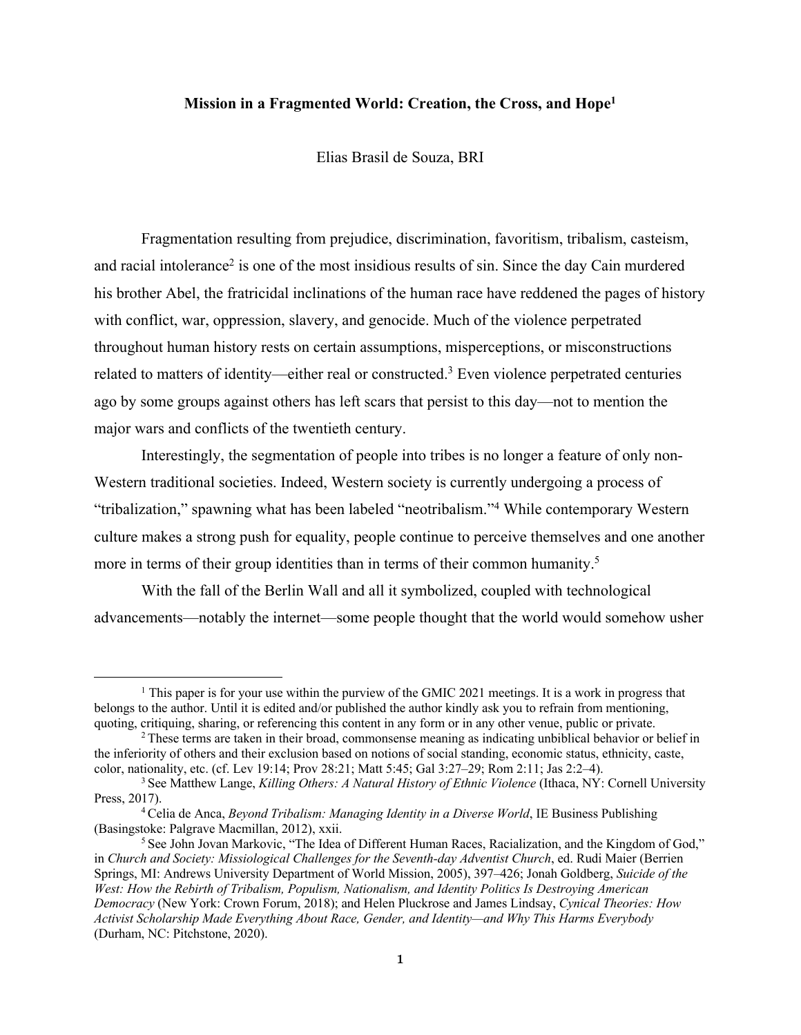# Mission in a Fragmented World: Creation, the Cross, and Hope[1]

Elias Brasil de Souza, BRI

Fragmentation resulting from prejudice, discrimination, favoritism, tribalism, casteism, and racial intolerance[2] is one of the most insidious results of sin. Since the day Cain murdered his brother Abel, the fratricidal inclinations of the human race have reddened the pages of history with conflict, war, oppression, slavery, and genocide. Much of the violence perpetrated throughout human history rests on certain assumptions, misperceptions, or misconstructions related to matters of identity—either real or constructed.[3] Even violence perpetrated centuries ago by some groups against others has left scars that persist to this day—not to mention the major wars and conflicts of the twentieth century.

Interestingly, the segmentation of people into tribes is no longer a feature of only non-Western traditional societies. Indeed, Western society is currently undergoing a process of "tribalization," spawning what has been labeled "neotribalism."[4] While contemporary Western culture makes a strong push for equality, people continue to perceive themselves and one another more in terms of their group identities than in terms of their common humanity.[5]

With the fall of the Berlin Wall and all it symbolized, coupled with technological advancements—notably the internet—some people thought that the world would somehow usher

---

[1] This paper is for your use within the purview of the GMIC 2021 meetings. It is a work in progress that belongs to the author. Until it is edited and/or published the author kindly ask you to refrain from mentioning, quoting, critiquing, sharing, or referencing this content in any form or in any other venue, public or private.

[2] These terms are taken in their broad, commonsense meaning as indicating unbiblical behavior or belief in the inferiority of others and their exclusion based on notions of social standing, economic status, ethnicity, caste, color, nationality, etc. (cf. Lev 19:14; Prov 28:21; Matt 5:45; Gal 3:27–29; Rom 2:11; Jas 2:2–4).

[3] See Matthew Lange, *Killing Others: A Natural History of Ethnic Violence* (Ithaca, NY: Cornell University Press, 2017).

[4] Celia de Anca, *Beyond Tribalism: Managing Identity in a Diverse World*, IE Business Publishing (Basingstoke: Palgrave Macmillan, 2012), xxii.

[5] See John Jovan Markovic, "The Idea of Different Human Races, Racialization, and the Kingdom of God," in *Church and Society: Missiological Challenges for the Seventh-day Adventist Church*, ed. Rudi Maier (Berrien Springs, MI: Andrews University Department of World Mission, 2005), 397–426; Jonah Goldberg, *Suicide of the West: How the Rebirth of Tribalism, Populism, Nationalism, and Identity Politics Is Destroying American Democracy* (New York: Crown Forum, 2018); and Helen Pluckrose and James Lindsay, *Cynical Theories: How Activist Scholarship Made Everything About Race, Gender, and Identity—and Why This Harms Everybody* (Durham, NC: Pitchstone, 2020).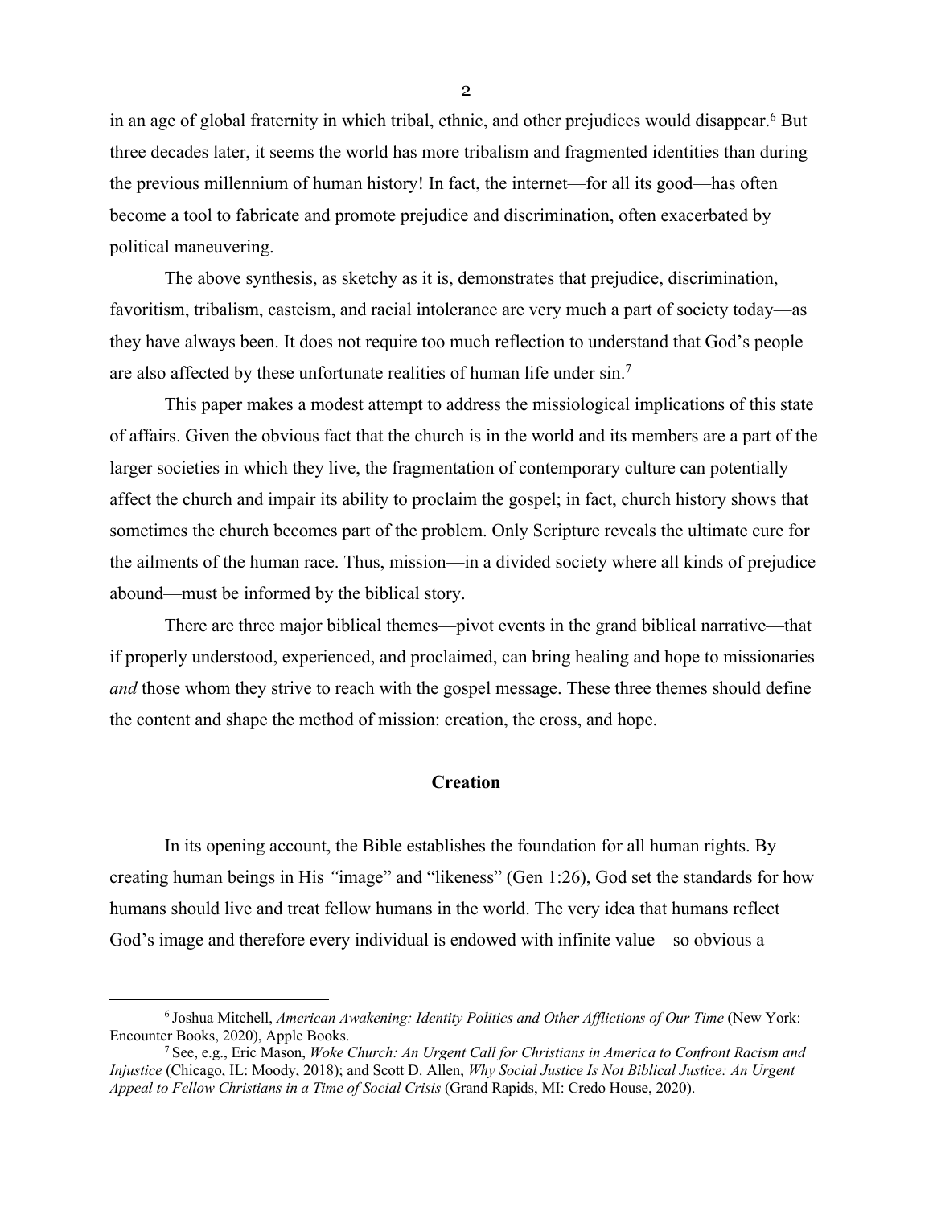in an age of global fraternity in which tribal, ethnic, and other prejudices would disappear.[6] But three decades later, it seems the world has more tribalism and fragmented identities than during the previous millennium of human history! In fact, the internet—for all its good—has often become a tool to fabricate and promote prejudice and discrimination, often exacerbated by political maneuvering.

The above synthesis, as sketchy as it is, demonstrates that prejudice, discrimination, favoritism, tribalism, casteism, and racial intolerance are very much a part of society today—as they have always been. It does not require too much reflection to understand that God's people are also affected by these unfortunate realities of human life under sin.[7]

This paper makes a modest attempt to address the missiological implications of this state of affairs. Given the obvious fact that the church is in the world and its members are a part of the larger societies in which they live, the fragmentation of contemporary culture can potentially affect the church and impair its ability to proclaim the gospel; in fact, church history shows that sometimes the church becomes part of the problem. Only Scripture reveals the ultimate cure for the ailments of the human race. Thus, mission—in a divided society where all kinds of prejudice abound—must be informed by the biblical story.

There are three major biblical themes—pivot events in the grand biblical narrative—that if properly understood, experienced, and proclaimed, can bring healing and hope to missionaries *and* those whom they strive to reach with the gospel message. These three themes should define the content and shape the method of mission: creation, the cross, and hope.

## Creation

In its opening account, the Bible establishes the foundation for all human rights. By creating human beings in His "image" and "likeness" (Gen 1:26), God set the standards for how humans should live and treat fellow humans in the world. The very idea that humans reflect God's image and therefore every individual is endowed with infinite value—so obvious a

---

[6] Joshua Mitchell, *American Awakening: Identity Politics and Other Afflictions of Our Time* (New York: Encounter Books, 2020), Apple Books.

[7] See, e.g., Eric Mason, *Woke Church: An Urgent Call for Christians in America to Confront Racism and Injustice* (Chicago, IL: Moody, 2018); and Scott D. Allen, *Why Social Justice Is Not Biblical Justice: An Urgent Appeal to Fellow Christians in a Time of Social Crisis* (Grand Rapids, MI: Credo House, 2020).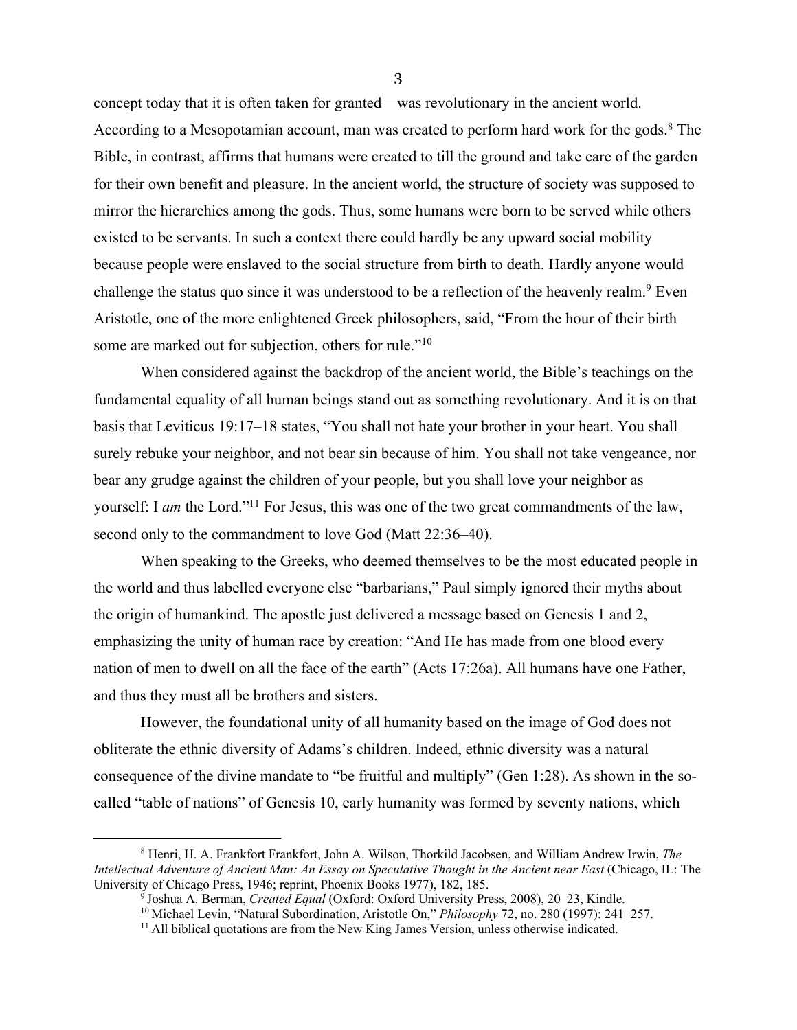concept today that it is often taken for granted—was revolutionary in the ancient world. According to a Mesopotamian account, man was created to perform hard work for the gods.[8] The Bible, in contrast, affirms that humans were created to till the ground and take care of the garden for their own benefit and pleasure. In the ancient world, the structure of society was supposed to mirror the hierarchies among the gods. Thus, some humans were born to be served while others existed to be servants. In such a context there could hardly be any upward social mobility because people were enslaved to the social structure from birth to death. Hardly anyone would challenge the status quo since it was understood to be a reflection of the heavenly realm.[9] Even Aristotle, one of the more enlightened Greek philosophers, said, "From the hour of their birth some are marked out for subjection, others for rule."[10]

When considered against the backdrop of the ancient world, the Bible's teachings on the fundamental equality of all human beings stand out as something revolutionary. And it is on that basis that Leviticus 19:17–18 states, "You shall not hate your brother in your heart. You shall surely rebuke your neighbor, and not bear sin because of him. You shall not take vengeance, nor bear any grudge against the children of your people, but you shall love your neighbor as yourself: I *am* the Lord."[11] For Jesus, this was one of the two great commandments of the law, second only to the commandment to love God (Matt 22:36–40).

When speaking to the Greeks, who deemed themselves to be the most educated people in the world and thus labelled everyone else "barbarians," Paul simply ignored their myths about the origin of humankind. The apostle just delivered a message based on Genesis 1 and 2, emphasizing the unity of human race by creation: "And He has made from one blood every nation of men to dwell on all the face of the earth" (Acts 17:26a). All humans have one Father, and thus they must all be brothers and sisters.

However, the foundational unity of all humanity based on the image of God does not obliterate the ethnic diversity of Adams's children. Indeed, ethnic diversity was a natural consequence of the divine mandate to "be fruitful and multiply" (Gen 1:28). As shown in the so-called "table of nations" of Genesis 10, early humanity was formed by seventy nations, which

---

[8] Henri, H. A. Frankfort Frankfort, John A. Wilson, Thorkild Jacobsen, and William Andrew Irwin, *The Intellectual Adventure of Ancient Man: An Essay on Speculative Thought in the Ancient near East* (Chicago, IL: The University of Chicago Press, 1946; reprint, Phoenix Books 1977), 182, 185.

[9] Joshua A. Berman, *Created Equal* (Oxford: Oxford University Press, 2008), 20–23, Kindle.

[10] Michael Levin, "Natural Subordination, Aristotle On," *Philosophy* 72, no. 280 (1997): 241–257.

[11] All biblical quotations are from the New King James Version, unless otherwise indicated.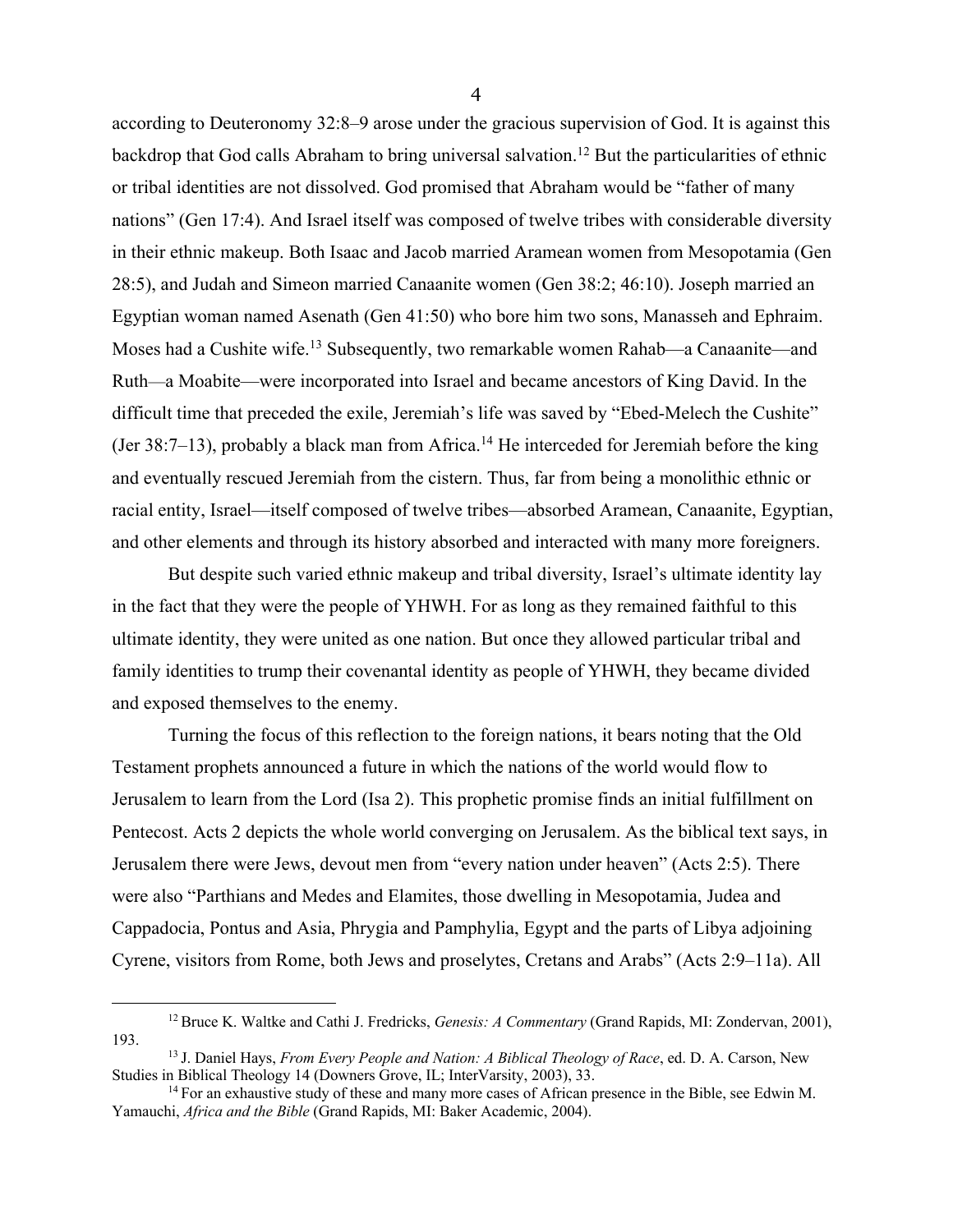according to Deuteronomy 32:8–9 arose under the gracious supervision of God. It is against this backdrop that God calls Abraham to bring universal salvation.[12] But the particularities of ethnic or tribal identities are not dissolved. God promised that Abraham would be "father of many nations" (Gen 17:4). And Israel itself was composed of twelve tribes with considerable diversity in their ethnic makeup. Both Isaac and Jacob married Aramean women from Mesopotamia (Gen 28:5), and Judah and Simeon married Canaanite women (Gen 38:2; 46:10). Joseph married an Egyptian woman named Asenath (Gen 41:50) who bore him two sons, Manasseh and Ephraim. Moses had a Cushite wife.[13] Subsequently, two remarkable women Rahab—a Canaanite—and Ruth—a Moabite—were incorporated into Israel and became ancestors of King David. In the difficult time that preceded the exile, Jeremiah's life was saved by "Ebed-Melech the Cushite" (Jer 38:7–13), probably a black man from Africa.[14] He interceded for Jeremiah before the king and eventually rescued Jeremiah from the cistern. Thus, far from being a monolithic ethnic or racial entity, Israel—itself composed of twelve tribes—absorbed Aramean, Canaanite, Egyptian, and other elements and through its history absorbed and interacted with many more foreigners.

But despite such varied ethnic makeup and tribal diversity, Israel's ultimate identity lay in the fact that they were the people of YHWH. For as long as they remained faithful to this ultimate identity, they were united as one nation. But once they allowed particular tribal and family identities to trump their covenantal identity as people of YHWH, they became divided and exposed themselves to the enemy.

Turning the focus of this reflection to the foreign nations, it bears noting that the Old Testament prophets announced a future in which the nations of the world would flow to Jerusalem to learn from the Lord (Isa 2). This prophetic promise finds an initial fulfillment on Pentecost. Acts 2 depicts the whole world converging on Jerusalem. As the biblical text says, in Jerusalem there were Jews, devout men from "every nation under heaven" (Acts 2:5). There were also "Parthians and Medes and Elamites, those dwelling in Mesopotamia, Judea and Cappadocia, Pontus and Asia, Phrygia and Pamphylia, Egypt and the parts of Libya adjoining Cyrene, visitors from Rome, both Jews and proselytes, Cretans and Arabs" (Acts 2:9–11a). All

---

[12] Bruce K. Waltke and Cathi J. Fredricks, *Genesis: A Commentary* (Grand Rapids, MI: Zondervan, 2001), 193.

[13] J. Daniel Hays, *From Every People and Nation: A Biblical Theology of Race*, ed. D. A. Carson, New Studies in Biblical Theology 14 (Downers Grove, IL; InterVarsity, 2003), 33.

[14] For an exhaustive study of these and many more cases of African presence in the Bible, see Edwin M. Yamauchi, *Africa and the Bible* (Grand Rapids, MI: Baker Academic, 2004).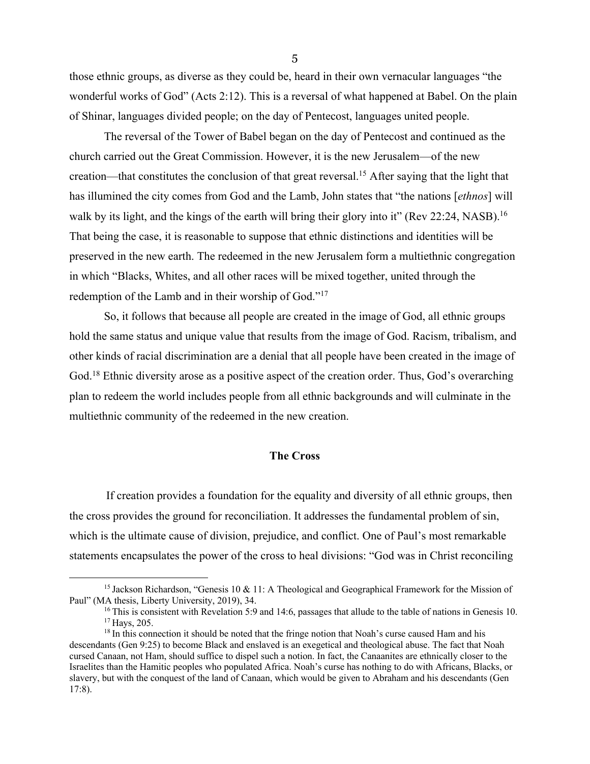those ethnic groups, as diverse as they could be, heard in their own vernacular languages "the wonderful works of God" (Acts 2:12). This is a reversal of what happened at Babel. On the plain of Shinar, languages divided people; on the day of Pentecost, languages united people.

The reversal of the Tower of Babel began on the day of Pentecost and continued as the church carried out the Great Commission. However, it is the new Jerusalem—of the new creation—that constitutes the conclusion of that great reversal.[15] After saying that the light that has illumined the city comes from God and the Lamb, John states that "the nations [*ethnos*] will walk by its light, and the kings of the earth will bring their glory into it" (Rev 22:24, NASB).[16] That being the case, it is reasonable to suppose that ethnic distinctions and identities will be preserved in the new earth. The redeemed in the new Jerusalem form a multiethnic congregation in which "Blacks, Whites, and all other races will be mixed together, united through the redemption of the Lamb and in their worship of God."[17]

So, it follows that because all people are created in the image of God, all ethnic groups hold the same status and unique value that results from the image of God. Racism, tribalism, and other kinds of racial discrimination are a denial that all people have been created in the image of God.[18] Ethnic diversity arose as a positive aspect of the creation order. Thus, God's overarching plan to redeem the world includes people from all ethnic backgrounds and will culminate in the multiethnic community of the redeemed in the new creation.

## The Cross

If creation provides a foundation for the equality and diversity of all ethnic groups, then the cross provides the ground for reconciliation. It addresses the fundamental problem of sin, which is the ultimate cause of division, prejudice, and conflict. One of Paul's most remarkable statements encapsulates the power of the cross to heal divisions: "God was in Christ reconciling

---

[15] Jackson Richardson, "Genesis 10 & 11: A Theological and Geographical Framework for the Mission of Paul" (MA thesis, Liberty University, 2019), 34.

[16] This is consistent with Revelation 5:9 and 14:6, passages that allude to the table of nations in Genesis 10.

[17] Hays, 205.

[18] In this connection it should be noted that the fringe notion that Noah's curse caused Ham and his descendants (Gen 9:25) to become Black and enslaved is an exegetical and theological abuse. The fact that Noah cursed Canaan, not Ham, should suffice to dispel such a notion. In fact, the Canaanites are ethnically closer to the Israelites than the Hamitic peoples who populated Africa. Noah's curse has nothing to do with Africans, Blacks, or slavery, but with the conquest of the land of Canaan, which would be given to Abraham and his descendants (Gen 17:8).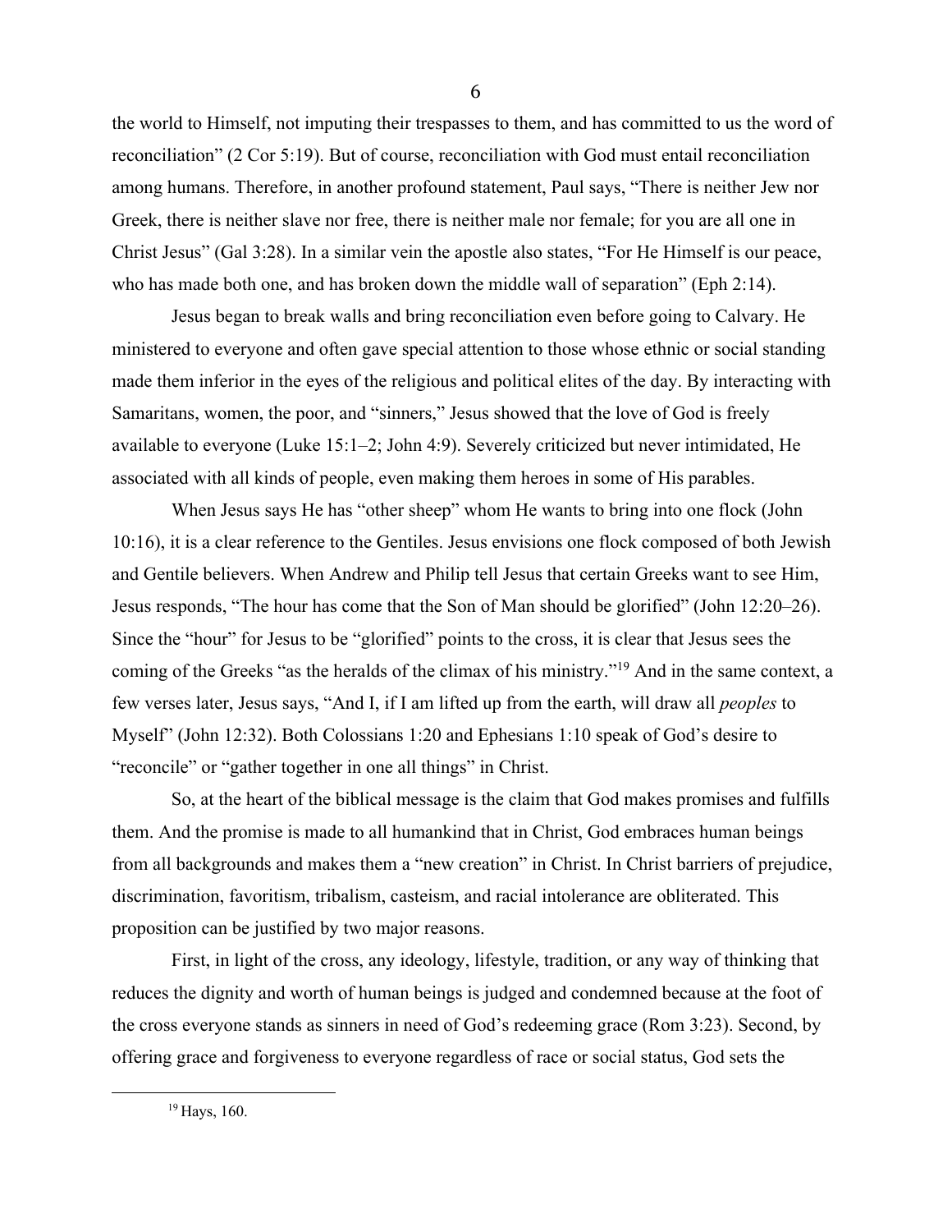the world to Himself, not imputing their trespasses to them, and has committed to us the word of reconciliation" (2 Cor 5:19). But of course, reconciliation with God must entail reconciliation among humans. Therefore, in another profound statement, Paul says, "There is neither Jew nor Greek, there is neither slave nor free, there is neither male nor female; for you are all one in Christ Jesus" (Gal 3:28). In a similar vein the apostle also states, "For He Himself is our peace, who has made both one, and has broken down the middle wall of separation" (Eph 2:14).

Jesus began to break walls and bring reconciliation even before going to Calvary. He ministered to everyone and often gave special attention to those whose ethnic or social standing made them inferior in the eyes of the religious and political elites of the day. By interacting with Samaritans, women, the poor, and "sinners," Jesus showed that the love of God is freely available to everyone (Luke 15:1–2; John 4:9). Severely criticized but never intimidated, He associated with all kinds of people, even making them heroes in some of His parables.

When Jesus says He has "other sheep" whom He wants to bring into one flock (John 10:16), it is a clear reference to the Gentiles. Jesus envisions one flock composed of both Jewish and Gentile believers. When Andrew and Philip tell Jesus that certain Greeks want to see Him, Jesus responds, "The hour has come that the Son of Man should be glorified" (John 12:20–26). Since the "hour" for Jesus to be "glorified" points to the cross, it is clear that Jesus sees the coming of the Greeks "as the heralds of the climax of his ministry."[19] And in the same context, a few verses later, Jesus says, "And I, if I am lifted up from the earth, will draw all *peoples* to Myself" (John 12:32). Both Colossians 1:20 and Ephesians 1:10 speak of God's desire to "reconcile" or "gather together in one all things" in Christ.

So, at the heart of the biblical message is the claim that God makes promises and fulfills them. And the promise is made to all humankind that in Christ, God embraces human beings from all backgrounds and makes them a "new creation" in Christ. In Christ barriers of prejudice, discrimination, favoritism, tribalism, casteism, and racial intolerance are obliterated. This proposition can be justified by two major reasons.

First, in light of the cross, any ideology, lifestyle, tradition, or any way of thinking that reduces the dignity and worth of human beings is judged and condemned because at the foot of the cross everyone stands as sinners in need of God's redeeming grace (Rom 3:23). Second, by offering grace and forgiveness to everyone regardless of race or social status, God sets the

---

[19] Hays, 160.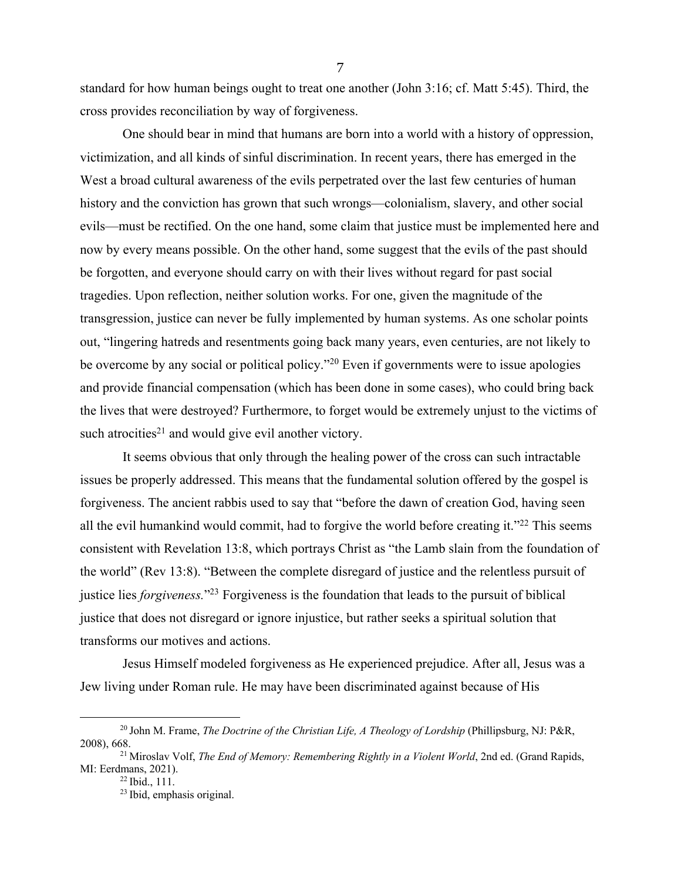standard for how human beings ought to treat one another (John 3:16; cf. Matt 5:45). Third, the cross provides reconciliation by way of forgiveness.

One should bear in mind that humans are born into a world with a history of oppression, victimization, and all kinds of sinful discrimination. In recent years, there has emerged in the West a broad cultural awareness of the evils perpetrated over the last few centuries of human history and the conviction has grown that such wrongs—colonialism, slavery, and other social evils—must be rectified. On the one hand, some claim that justice must be implemented here and now by every means possible. On the other hand, some suggest that the evils of the past should be forgotten, and everyone should carry on with their lives without regard for past social tragedies. Upon reflection, neither solution works. For one, given the magnitude of the transgression, justice can never be fully implemented by human systems. As one scholar points out, "lingering hatreds and resentments going back many years, even centuries, are not likely to be overcome by any social or political policy."[20] Even if governments were to issue apologies and provide financial compensation (which has been done in some cases), who could bring back the lives that were destroyed? Furthermore, to forget would be extremely unjust to the victims of such atrocities[21] and would give evil another victory.

It seems obvious that only through the healing power of the cross can such intractable issues be properly addressed. This means that the fundamental solution offered by the gospel is forgiveness. The ancient rabbis used to say that "before the dawn of creation God, having seen all the evil humankind would commit, had to forgive the world before creating it."[22] This seems consistent with Revelation 13:8, which portrays Christ as "the Lamb slain from the foundation of the world" (Rev 13:8). "Between the complete disregard of justice and the relentless pursuit of justice lies *forgiveness.*"[23] Forgiveness is the foundation that leads to the pursuit of biblical justice that does not disregard or ignore injustice, but rather seeks a spiritual solution that transforms our motives and actions.

Jesus Himself modeled forgiveness as He experienced prejudice. After all, Jesus was a Jew living under Roman rule. He may have been discriminated against because of His

---

[20] John M. Frame, *The Doctrine of the Christian Life, A Theology of Lordship* (Phillipsburg, NJ: P&R, 2008), 668.

[21] Miroslav Volf, *The End of Memory: Remembering Rightly in a Violent World*, 2nd ed. (Grand Rapids, MI: Eerdmans, 2021).

[22] Ibid., 111.

[23] Ibid, emphasis original.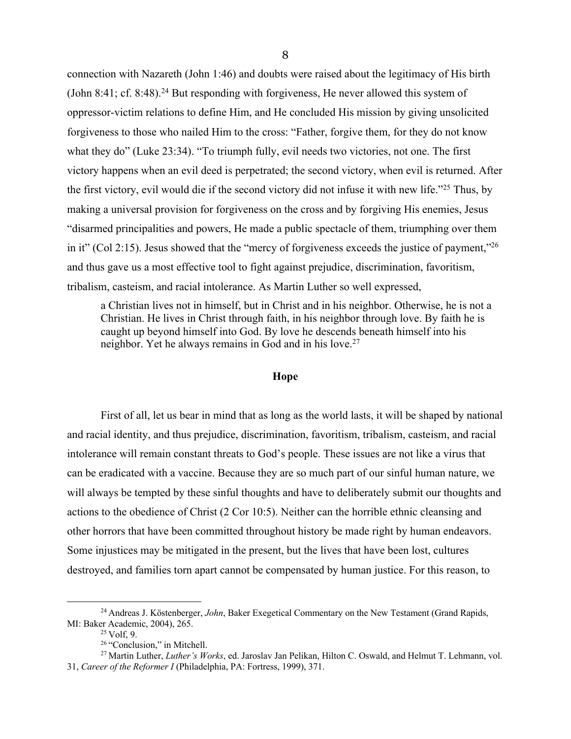connection with Nazareth (John 1:46) and doubts were raised about the legitimacy of His birth (John 8:41; cf. 8:48).[24] But responding with forgiveness, He never allowed this system of oppressor-victim relations to define Him, and He concluded His mission by giving unsolicited forgiveness to those who nailed Him to the cross: "Father, forgive them, for they do not know what they do" (Luke 23:34). "To triumph fully, evil needs two victories, not one. The first victory happens when an evil deed is perpetrated; the second victory, when evil is returned. After the first victory, evil would die if the second victory did not infuse it with new life."[25] Thus, by making a universal provision for forgiveness on the cross and by forgiving His enemies, Jesus "disarmed principalities and powers, He made a public spectacle of them, triumphing over them in it" (Col 2:15). Jesus showed that the "mercy of forgiveness exceeds the justice of payment,"[26] and thus gave us a most effective tool to fight against prejudice, discrimination, favoritism, tribalism, casteism, and racial intolerance. As Martin Luther so well expressed,

> a Christian lives not in himself, but in Christ and in his neighbor. Otherwise, he is not a Christian. He lives in Christ through faith, in his neighbor through love. By faith he is caught up beyond himself into God. By love he descends beneath himself into his neighbor. Yet he always remains in God and in his love.[27]

## Hope

First of all, let us bear in mind that as long as the world lasts, it will be shaped by national and racial identity, and thus prejudice, discrimination, favoritism, tribalism, casteism, and racial intolerance will remain constant threats to God's people. These issues are not like a virus that can be eradicated with a vaccine. Because they are so much part of our sinful human nature, we will always be tempted by these sinful thoughts and have to deliberately submit our thoughts and actions to the obedience of Christ (2 Cor 10:5). Neither can the horrible ethnic cleansing and other horrors that have been committed throughout history be made right by human endeavors. Some injustices may be mitigated in the present, but the lives that have been lost, cultures destroyed, and families torn apart cannot be compensated by human justice. For this reason, to

---

[24] Andreas J. Köstenberger, *John*, Baker Exegetical Commentary on the New Testament (Grand Rapids, MI: Baker Academic, 2004), 265.

[25] Volf, 9.

[26] "Conclusion," in Mitchell.

[27] Martin Luther, *Luther's Works*, ed. Jaroslav Jan Pelikan, Hilton C. Oswald, and Helmut T. Lehmann, vol. 31, *Career of the Reformer I* (Philadelphia, PA: Fortress, 1999), 371.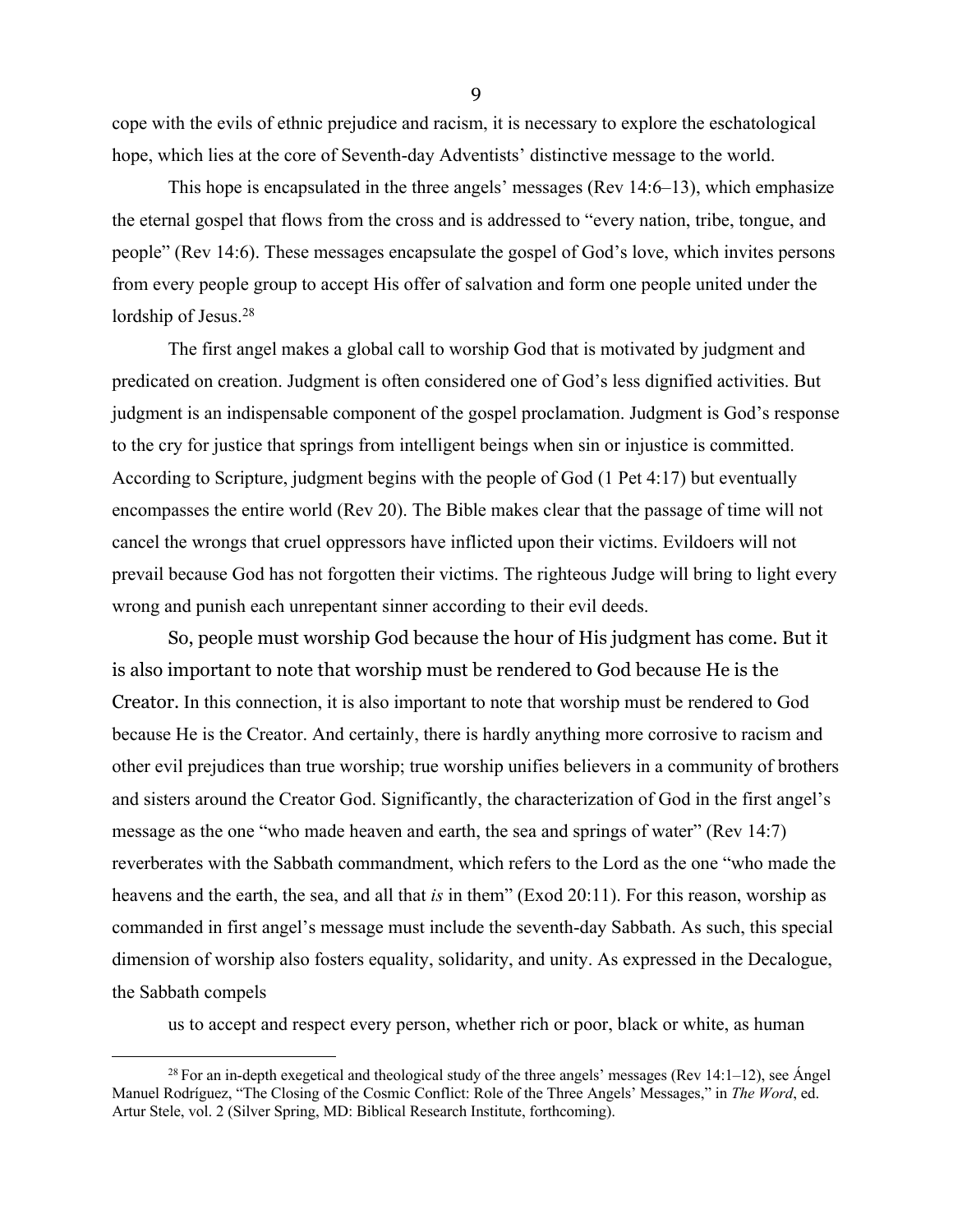cope with the evils of ethnic prejudice and racism, it is necessary to explore the eschatological hope, which lies at the core of Seventh-day Adventists' distinctive message to the world.

This hope is encapsulated in the three angels' messages (Rev 14:6–13), which emphasize the eternal gospel that flows from the cross and is addressed to "every nation, tribe, tongue, and people" (Rev 14:6). These messages encapsulate the gospel of God's love, which invites persons from every people group to accept His offer of salvation and form one people united under the lordship of Jesus.[28]

The first angel makes a global call to worship God that is motivated by judgment and predicated on creation. Judgment is often considered one of God's less dignified activities. But judgment is an indispensable component of the gospel proclamation. Judgment is God's response to the cry for justice that springs from intelligent beings when sin or injustice is committed. According to Scripture, judgment begins with the people of God (1 Pet 4:17) but eventually encompasses the entire world (Rev 20). The Bible makes clear that the passage of time will not cancel the wrongs that cruel oppressors have inflicted upon their victims. Evildoers will not prevail because God has not forgotten their victims. The righteous Judge will bring to light every wrong and punish each unrepentant sinner according to their evil deeds.

So, people must worship God because the hour of His judgment has come. But it is also important to note that worship must be rendered to God because He is the Creator. In this connection, it is also important to note that worship must be rendered to God because He is the Creator. And certainly, there is hardly anything more corrosive to racism and other evil prejudices than true worship; true worship unifies believers in a community of brothers and sisters around the Creator God. Significantly, the characterization of God in the first angel's message as the one "who made heaven and earth, the sea and springs of water" (Rev 14:7) reverberates with the Sabbath commandment, which refers to the Lord as the one "who made the heavens and the earth, the sea, and all that *is* in them" (Exod 20:11). For this reason, worship as commanded in first angel's message must include the seventh-day Sabbath. As such, this special dimension of worship also fosters equality, solidarity, and unity. As expressed in the Decalogue, the Sabbath compels

us to accept and respect every person, whether rich or poor, black or white, as human

---

[28] For an in-depth exegetical and theological study of the three angels' messages (Rev 14:1–12), see Ángel Manuel Rodríguez, "The Closing of the Cosmic Conflict: Role of the Three Angels' Messages," in *The Word*, ed. Artur Stele, vol. 2 (Silver Spring, MD: Biblical Research Institute, forthcoming).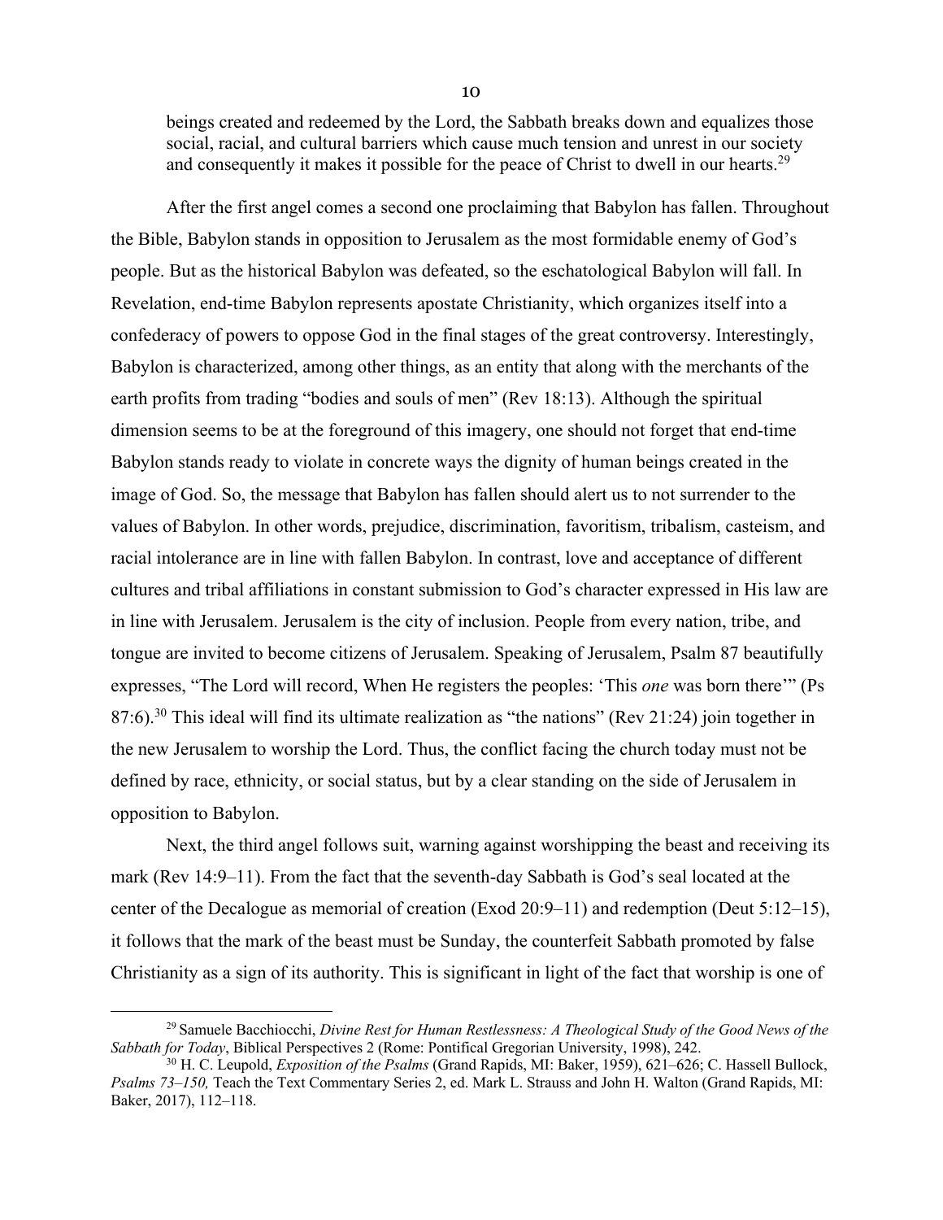> beings created and redeemed by the Lord, the Sabbath breaks down and equalizes those social, racial, and cultural barriers which cause much tension and unrest in our society and consequently it makes it possible for the peace of Christ to dwell in our hearts.[29]

After the first angel comes a second one proclaiming that Babylon has fallen. Throughout the Bible, Babylon stands in opposition to Jerusalem as the most formidable enemy of God's people. But as the historical Babylon was defeated, so the eschatological Babylon will fall. In Revelation, end-time Babylon represents apostate Christianity, which organizes itself into a confederacy of powers to oppose God in the final stages of the great controversy. Interestingly, Babylon is characterized, among other things, as an entity that along with the merchants of the earth profits from trading "bodies and souls of men" (Rev 18:13). Although the spiritual dimension seems to be at the foreground of this imagery, one should not forget that end-time Babylon stands ready to violate in concrete ways the dignity of human beings created in the image of God. So, the message that Babylon has fallen should alert us to not surrender to the values of Babylon. In other words, prejudice, discrimination, favoritism, tribalism, casteism, and racial intolerance are in line with fallen Babylon. In contrast, love and acceptance of different cultures and tribal affiliations in constant submission to God's character expressed in His law are in line with Jerusalem. Jerusalem is the city of inclusion. People from every nation, tribe, and tongue are invited to become citizens of Jerusalem. Speaking of Jerusalem, Psalm 87 beautifully expresses, "The Lord will record, When He registers the peoples: 'This *one* was born there'" (Ps 87:6).[30] This ideal will find its ultimate realization as "the nations" (Rev 21:24) join together in the new Jerusalem to worship the Lord. Thus, the conflict facing the church today must not be defined by race, ethnicity, or social status, but by a clear standing on the side of Jerusalem in opposition to Babylon.

Next, the third angel follows suit, warning against worshipping the beast and receiving its mark (Rev 14:9–11). From the fact that the seventh-day Sabbath is God's seal located at the center of the Decalogue as memorial of creation (Exod 20:9–11) and redemption (Deut 5:12–15), it follows that the mark of the beast must be Sunday, the counterfeit Sabbath promoted by false Christianity as a sign of its authority. This is significant in light of the fact that worship is one of

---

[29] Samuele Bacchiocchi, *Divine Rest for Human Restlessness: A Theological Study of the Good News of the Sabbath for Today*, Biblical Perspectives 2 (Rome: Pontifical Gregorian University, 1998), 242.

[30] H. C. Leupold, *Exposition of the Psalms* (Grand Rapids, MI: Baker, 1959), 621–626; C. Hassell Bullock, *Psalms 73–150,* Teach the Text Commentary Series 2, ed. Mark L. Strauss and John H. Walton (Grand Rapids, MI: Baker, 2017), 112–118.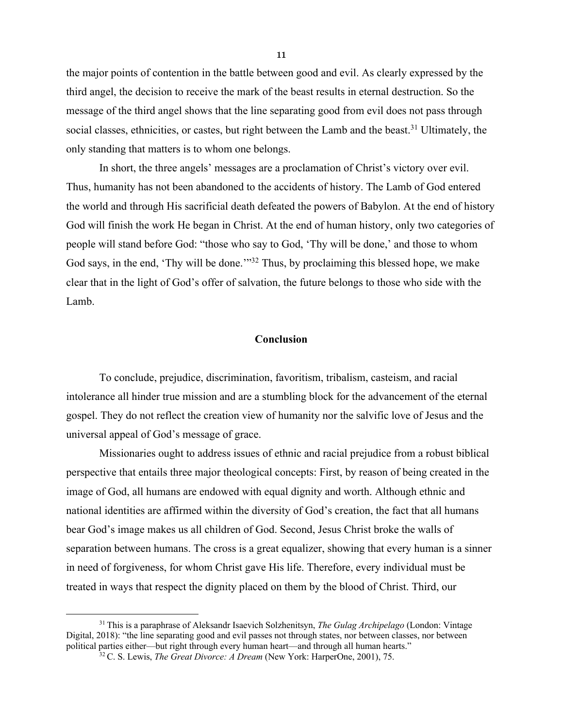the major points of contention in the battle between good and evil. As clearly expressed by the third angel, the decision to receive the mark of the beast results in eternal destruction. So the message of the third angel shows that the line separating good from evil does not pass through social classes, ethnicities, or castes, but right between the Lamb and the beast.[31] Ultimately, the only standing that matters is to whom one belongs.

In short, the three angels' messages are a proclamation of Christ's victory over evil. Thus, humanity has not been abandoned to the accidents of history. The Lamb of God entered the world and through His sacrificial death defeated the powers of Babylon. At the end of history God will finish the work He began in Christ. At the end of human history, only two categories of people will stand before God: "those who say to God, 'Thy will be done,' and those to whom God says, in the end, 'Thy will be done.'"[32] Thus, by proclaiming this blessed hope, we make clear that in the light of God's offer of salvation, the future belongs to those who side with the Lamb.

## Conclusion

To conclude, prejudice, discrimination, favoritism, tribalism, casteism, and racial intolerance all hinder true mission and are a stumbling block for the advancement of the eternal gospel. They do not reflect the creation view of humanity nor the salvific love of Jesus and the universal appeal of God's message of grace.

Missionaries ought to address issues of ethnic and racial prejudice from a robust biblical perspective that entails three major theological concepts: First, by reason of being created in the image of God, all humans are endowed with equal dignity and worth. Although ethnic and national identities are affirmed within the diversity of God's creation, the fact that all humans bear God's image makes us all children of God. Second, Jesus Christ broke the walls of separation between humans. The cross is a great equalizer, showing that every human is a sinner in need of forgiveness, for whom Christ gave His life. Therefore, every individual must be treated in ways that respect the dignity placed on them by the blood of Christ. Third, our

---

[31] This is a paraphrase of Aleksandr Isaevich Solzhenitsyn, *The Gulag Archipelago* (London: Vintage Digital, 2018): "the line separating good and evil passes not through states, nor between classes, nor between political parties either—but right through every human heart—and through all human hearts."

[32] C. S. Lewis, *The Great Divorce: A Dream* (New York: HarperOne, 2001), 75.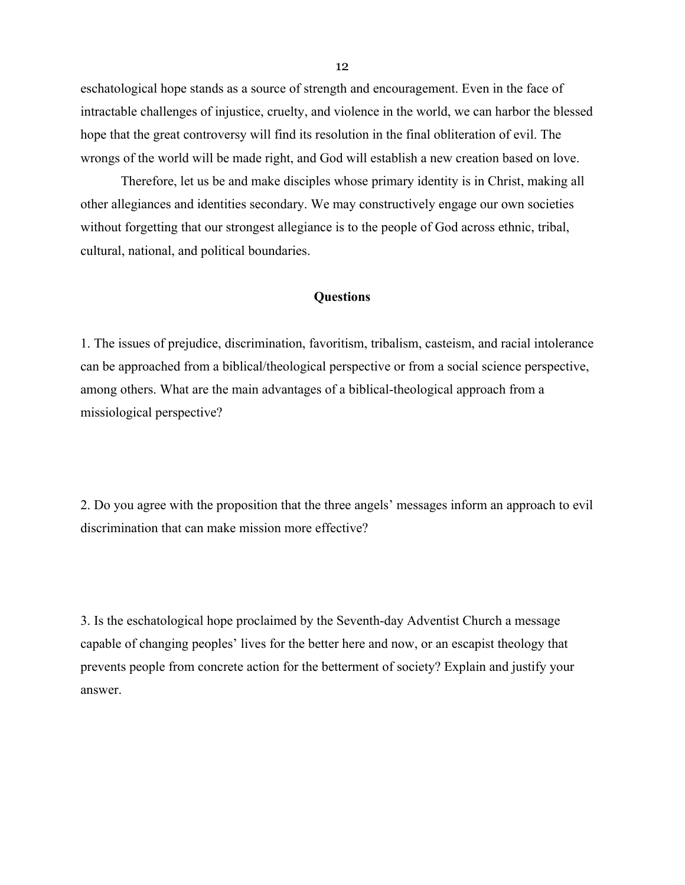eschatological hope stands as a source of strength and encouragement. Even in the face of intractable challenges of injustice, cruelty, and violence in the world, we can harbor the blessed hope that the great controversy will find its resolution in the final obliteration of evil. The wrongs of the world will be made right, and God will establish a new creation based on love.

Therefore, let us be and make disciples whose primary identity is in Christ, making all other allegiances and identities secondary. We may constructively engage our own societies without forgetting that our strongest allegiance is to the people of God across ethnic, tribal, cultural, national, and political boundaries.

**Questions**

1. The issues of prejudice, discrimination, favoritism, tribalism, casteism, and racial intolerance can be approached from a biblical/theological perspective or from a social science perspective, among others. What are the main advantages of a biblical-theological approach from a missiological perspective?

2. Do you agree with the proposition that the three angels' messages inform an approach to evil discrimination that can make mission more effective?

3. Is the eschatological hope proclaimed by the Seventh-day Adventist Church a message capable of changing peoples' lives for the better here and now, or an escapist theology that prevents people from concrete action for the betterment of society? Explain and justify your answer.